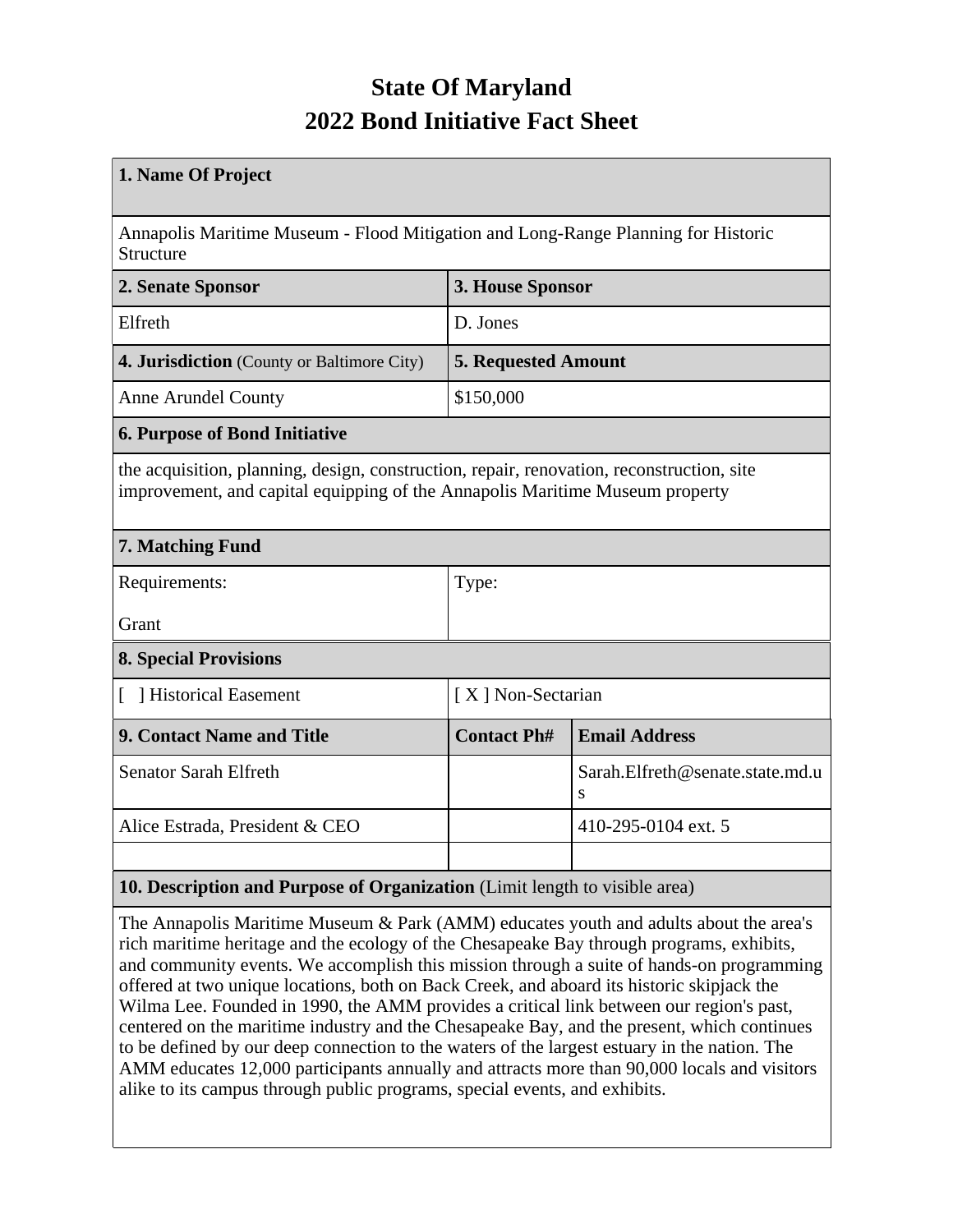# State Of Maryland
# 2022 Bond Initiative Fact Sheet

| 1. Name Of Project | | |
|---|---|---|
| Annapolis Maritime Museum - Flood Mitigation and Long-Range Planning for Historic Structure | | |
| **2. Senate Sponsor** | **3. House Sponsor** | |
| Elfreth | D. Jones | |
| **4. Jurisdiction** (County or Baltimore City) | **5. Requested Amount** | |
| Anne Arundel County | $150,000 | |
| **6. Purpose of Bond Initiative** | | |
| the acquisition, planning, design, construction, repair, renovation, reconstruction, site improvement, and capital equipping of the Annapolis Maritime Museum property | | |
| **7. Matching Fund** | | |
| Requirements: Grant | Type: | |
| **8. Special Provisions** | | |
| [ ] Historical Easement | [ X ] Non-Sectarian | |
| **9. Contact Name and Title** | **Contact Ph#** | **Email Address** |
| Senator Sarah Elfreth | | Sarah.Elfreth@senate.state.md.us |
| Alice Estrada, President & CEO | | 410-295-0104 ext. 5 |
| | | |
| **10. Description and Purpose of Organization** (Limit length to visible area) | | |
| The Annapolis Maritime Museum & Park (AMM) educates youth and adults about the area's rich maritime heritage and the ecology of the Chesapeake Bay through programs, exhibits, and community events. We accomplish this mission through a suite of hands-on programming offered at two unique locations, both on Back Creek, and aboard its historic skipjack the Wilma Lee. Founded in 1990, the AMM provides a critical link between our region's past, centered on the maritime industry and the Chesapeake Bay, and the present, which continues to be defined by our deep connection to the waters of the largest estuary in the nation. The AMM educates 12,000 participants annually and attracts more than 90,000 locals and visitors alike to its campus through public programs, special events, and exhibits. | | |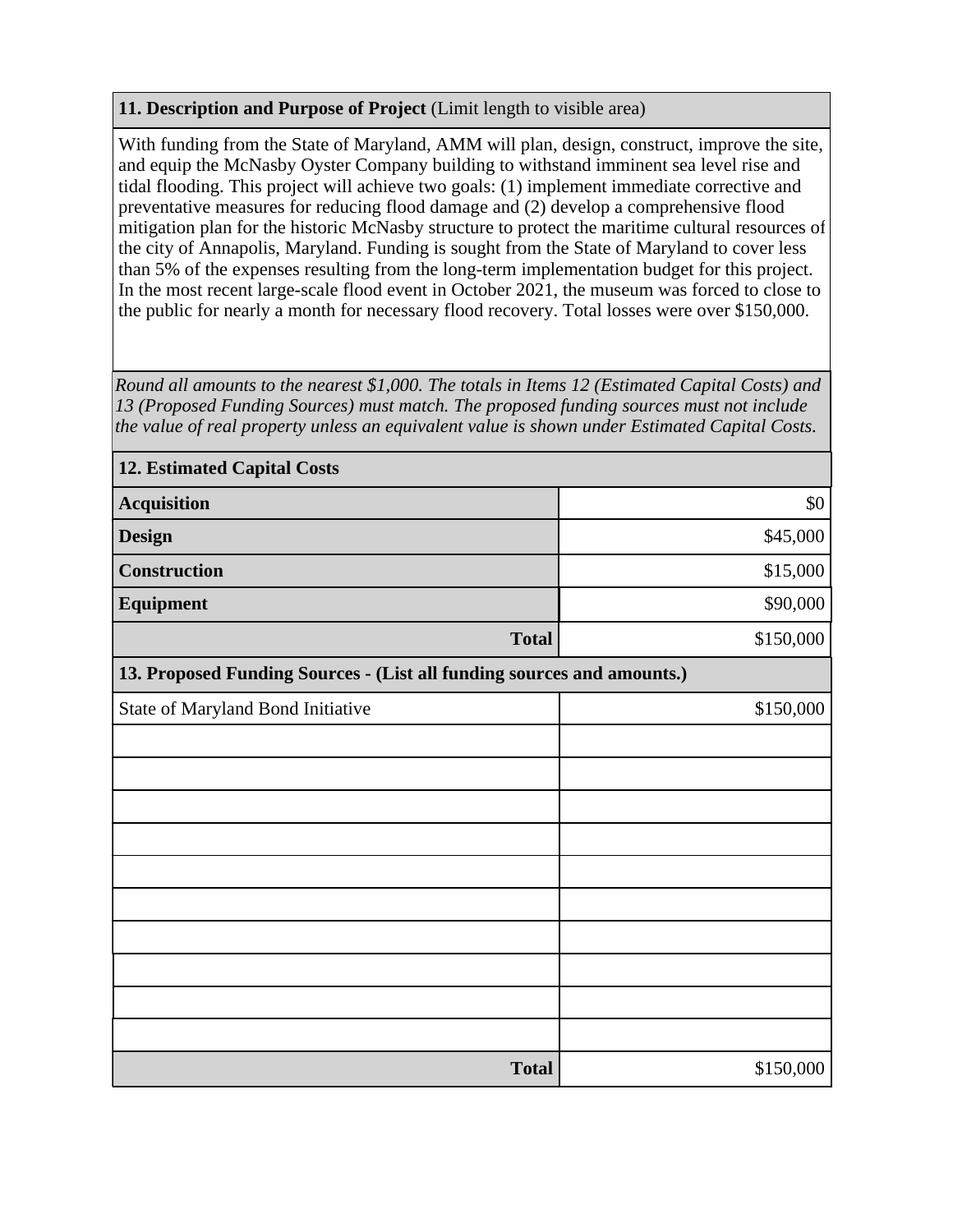**11. Description and Purpose of Project** (Limit length to visible area)

With funding from the State of Maryland, AMM will plan, design, construct, improve the site, and equip the McNasby Oyster Company building to withstand imminent sea level rise and tidal flooding. This project will achieve two goals: (1) implement immediate corrective and preventative measures for reducing flood damage and (2) develop a comprehensive flood mitigation plan for the historic McNasby structure to protect the maritime cultural resources of the city of Annapolis, Maryland. Funding is sought from the State of Maryland to cover less than 5% of the expenses resulting from the long-term implementation budget for this project. In the most recent large-scale flood event in October 2021, the museum was forced to close to the public for nearly a month for necessary flood recovery. Total losses were over $150,000.

*Round all amounts to the nearest $1,000. The totals in Items 12 (Estimated Capital Costs) and 13 (Proposed Funding Sources) must match. The proposed funding sources must not include the value of real property unless an equivalent value is shown under Estimated Capital Costs.*

| **12. Estimated Capital Costs** | |
|---|---|
| **Acquisition** | $0 |
| **Design** | $45,000 |
| **Construction** | $15,000 |
| **Equipment** | $90,000 |
| **Total** | $150,000 |

| **13. Proposed Funding Sources - (List all funding sources and amounts.)** | |
|---|---|
| State of Maryland Bond Initiative | $150,000 |
| | |
| | |
| | |
| | |
| | |
| | |
| | |
| | |
| | |
| | |
| **Total** | $150,000 |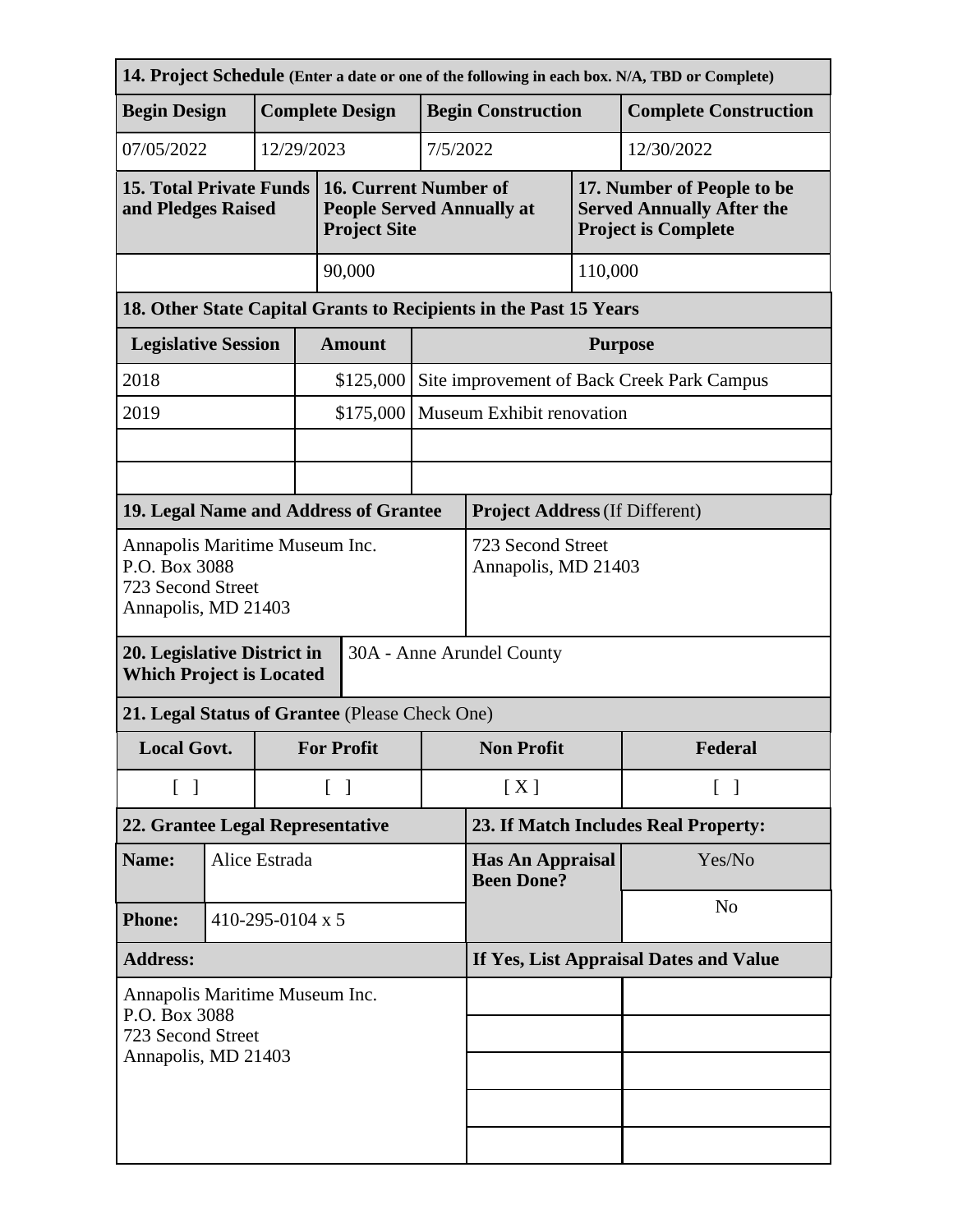| 14. Project Schedule (Enter a date or one of the following in each box. N/A, TBD or Complete) | | | |
|---|---|---|---|
| **Begin Design** | **Complete Design** | **Begin Construction** | **Complete Construction** |
| 07/05/2022 | 12/29/2023 | 7/5/2022 | 12/30/2022 |

| 15. Total Private Funds and Pledges Raised | 16. Current Number of People Served Annually at Project Site | 17. Number of People to be Served Annually After the Project is Complete |
|---|---|---|
| | 90,000 | 110,000 |

| 18. Other State Capital Grants to Recipients in the Past 15 Years | | |
|---|---|---|
| **Legislative Session** | **Amount** | **Purpose** |
| 2018 | $125,000 | Site improvement of Back Creek Park Campus |
| 2019 | $175,000 | Museum Exhibit renovation |
| | | |
| | | |

| 19. Legal Name and Address of Grantee | Project Address (If Different) |
|---|---|
| Annapolis Maritime Museum Inc.<br>P.O. Box 3088<br>723 Second Street<br>Annapolis, MD 21403 | 723 Second Street<br>Annapolis, MD 21403 |

| 20. Legislative District in Which Project is Located | 30A - Anne Arundel County |
|---|---|

| 21. Legal Status of Grantee (Please Check One) | | | |
|---|---|---|---|
| **Local Govt.** | **For Profit** | **Non Profit** | **Federal** |
| [ ] | [ ] | [ X ] | [ ] |

| 22. Grantee Legal Representative | | 23. If Match Includes Real Property: | |
|---|---|---|---|
| **Name:** | Alice Estrada | **Has An Appraisal Been Done?** | Yes/No |
| **Phone:** | 410-295-0104 x 5 | | No |
| **Address:** | | **If Yes, List Appraisal Dates and Value** | |
| Annapolis Maritime Museum Inc.<br>P.O. Box 3088<br>723 Second Street<br>Annapolis, MD 21403 | | | |
| | | | |
| | | | |
| | | | |
| | | | |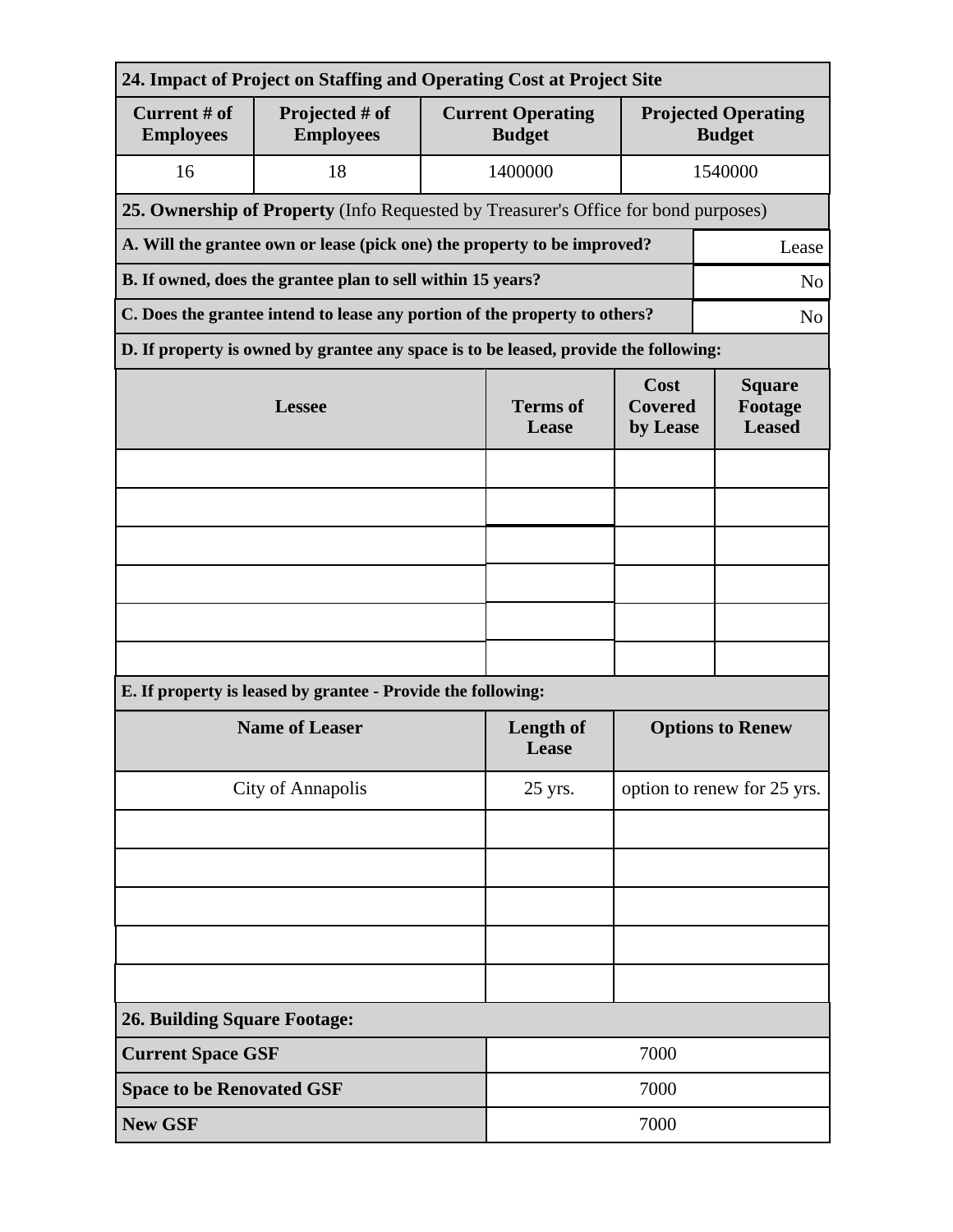## 24. Impact of Project on Staffing and Operating Cost at Project Site

| Current # of Employees | Projected # of Employees | Current Operating Budget | Projected Operating Budget |
|---|---|---|---|
| 16 | 18 | 1400000 | 1540000 |

## 25. Ownership of Property (Info Requested by Treasurer's Office for bond purposes)

| | |
|---|---|
| **A. Will the grantee own or lease (pick one) the property to be improved?** | Lease |
| **B. If owned, does the grantee plan to sell within 15 years?** | No |
| **C. Does the grantee intend to lease any portion of the property to others?** | No |

**D. If property is owned by grantee any space is to be leased, provide the following:**

| Lessee | Terms of Lease | Cost Covered by Lease | Square Footage Leased |
|---|---|---|---|
| | | | |
| | | | |
| | | | |
| | | | |
| | | | |
| | | | |

**E. If property is leased by grantee - Provide the following:**

| Name of Leaser | Length of Lease | Options to Renew |
|---|---|---|
| City of Annapolis | 25 yrs. | option to renew for 25 yrs. |
| | | |
| | | |
| | | |
| | | |
| | | |

## 26. Building Square Footage:

| | |
|---|---|
| **Current Space GSF** | 7000 |
| **Space to be Renovated GSF** | 7000 |
| **New GSF** | 7000 |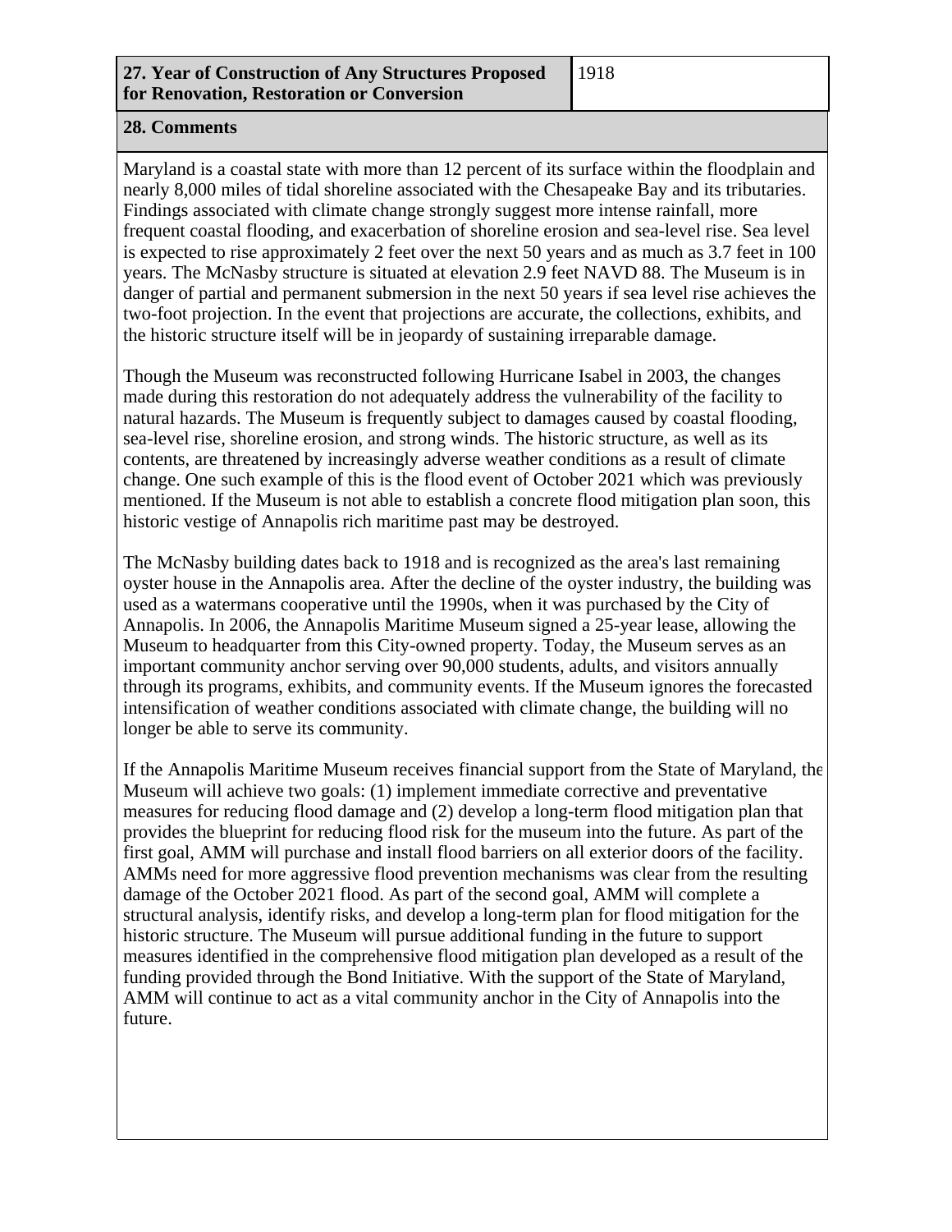| 27. Year of Construction of Any Structures Proposed for Renovation, Restoration or Conversion | 1918 |
| --- | --- |

**28. Comments**

Maryland is a coastal state with more than 12 percent of its surface within the floodplain and nearly 8,000 miles of tidal shoreline associated with the Chesapeake Bay and its tributaries. Findings associated with climate change strongly suggest more intense rainfall, more frequent coastal flooding, and exacerbation of shoreline erosion and sea-level rise. Sea level is expected to rise approximately 2 feet over the next 50 years and as much as 3.7 feet in 100 years. The McNasby structure is situated at elevation 2.9 feet NAVD 88. The Museum is in danger of partial and permanent submersion in the next 50 years if sea level rise achieves the two-foot projection. In the event that projections are accurate, the collections, exhibits, and the historic structure itself will be in jeopardy of sustaining irreparable damage.

Though the Museum was reconstructed following Hurricane Isabel in 2003, the changes made during this restoration do not adequately address the vulnerability of the facility to natural hazards. The Museum is frequently subject to damages caused by coastal flooding, sea-level rise, shoreline erosion, and strong winds. The historic structure, as well as its contents, are threatened by increasingly adverse weather conditions as a result of climate change. One such example of this is the flood event of October 2021 which was previously mentioned. If the Museum is not able to establish a concrete flood mitigation plan soon, this historic vestige of Annapolis rich maritime past may be destroyed.

The McNasby building dates back to 1918 and is recognized as the area's last remaining oyster house in the Annapolis area. After the decline of the oyster industry, the building was used as a watermans cooperative until the 1990s, when it was purchased by the City of Annapolis. In 2006, the Annapolis Maritime Museum signed a 25-year lease, allowing the Museum to headquarter from this City-owned property. Today, the Museum serves as an important community anchor serving over 90,000 students, adults, and visitors annually through its programs, exhibits, and community events. If the Museum ignores the forecasted intensification of weather conditions associated with climate change, the building will no longer be able to serve its community.

If the Annapolis Maritime Museum receives financial support from the State of Maryland, the Museum will achieve two goals: (1) implement immediate corrective and preventative measures for reducing flood damage and (2) develop a long-term flood mitigation plan that provides the blueprint for reducing flood risk for the museum into the future. As part of the first goal, AMM will purchase and install flood barriers on all exterior doors of the facility. AMMs need for more aggressive flood prevention mechanisms was clear from the resulting damage of the October 2021 flood. As part of the second goal, AMM will complete a structural analysis, identify risks, and develop a long-term plan for flood mitigation for the historic structure. The Museum will pursue additional funding in the future to support measures identified in the comprehensive flood mitigation plan developed as a result of the funding provided through the Bond Initiative. With the support of the State of Maryland, AMM will continue to act as a vital community anchor in the City of Annapolis into the future.